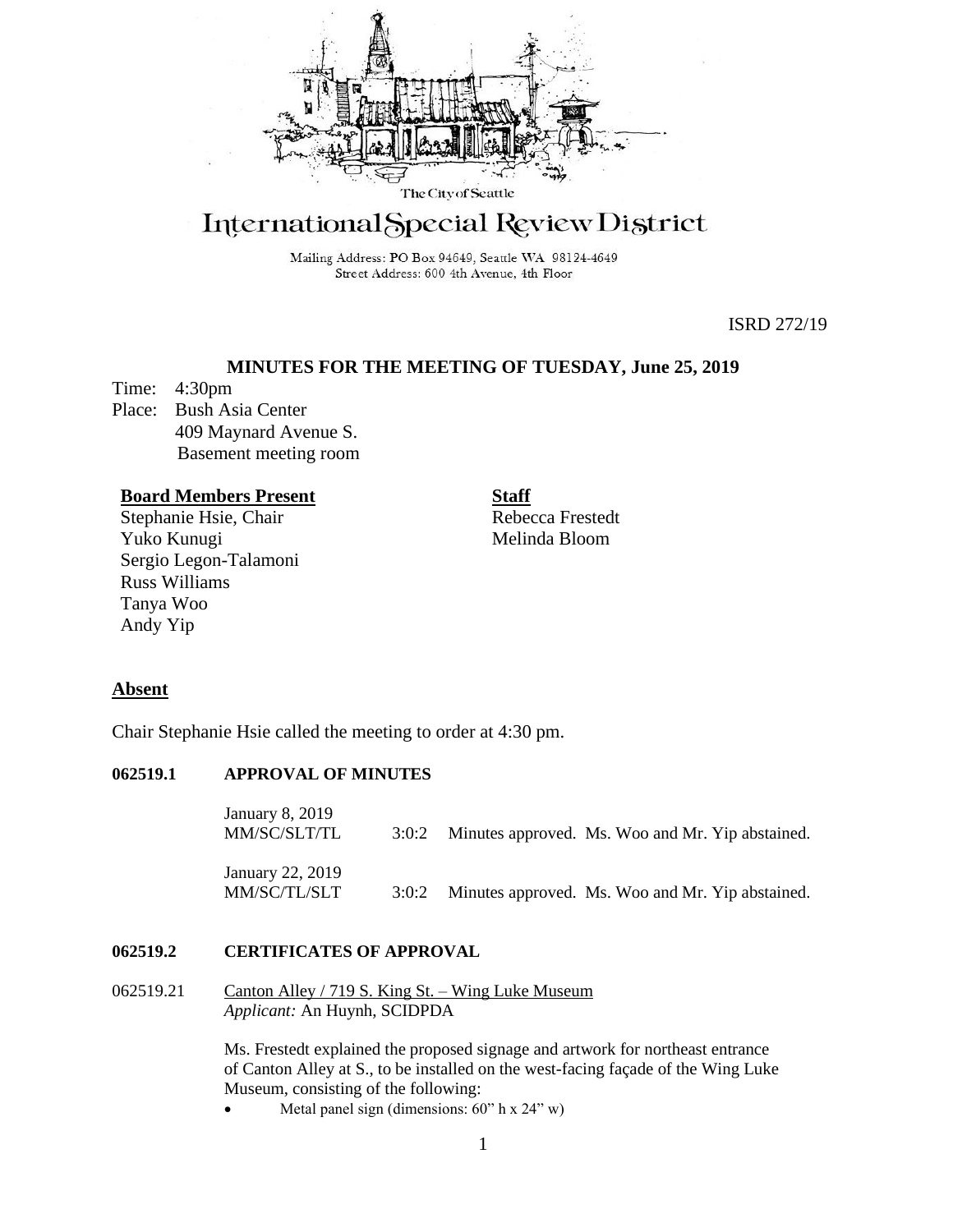The City of Seattle

# International Special Review District

Mailing Address: PO Box 94649, Seattle WA 98124-4649
Street Address: 600 4th Avenue, 4th Floor

ISRD 272/19

## MINUTES FOR THE MEETING OF TUESDAY, June 25, 2019

Time: 4:30pm
Place: Bush Asia Center
409 Maynard Avenue S.
Basement meeting room

**Board Members Present**
Stephanie Hsie, Chair
Yuko Kunugi
Sergio Legon-Talamoni
Russ Williams
Tanya Woo
Andy Yip

**Staff**
Rebecca Frestedt
Melinda Bloom

**Absent**

Chair Stephanie Hsie called the meeting to order at 4:30 pm.

### 062519.1 APPROVAL OF MINUTES

January 8, 2019
MM/SC/SLT/TL 3:0:2 Minutes approved. Ms. Woo and Mr. Yip abstained.

January 22, 2019
MM/SC/TL/SLT 3:0:2 Minutes approved. Ms. Woo and Mr. Yip abstained.

### 062519.2 CERTIFICATES OF APPROVAL

062519.21 Canton Alley / 719 S. King St. – Wing Luke Museum
*Applicant:* An Huynh, SCIDPDA

Ms. Frestedt explained the proposed signage and artwork for northeast entrance of Canton Alley at S., to be installed on the west-facing façade of the Wing Luke Museum, consisting of the following:

- Metal panel sign (dimensions: 60" h x 24" w)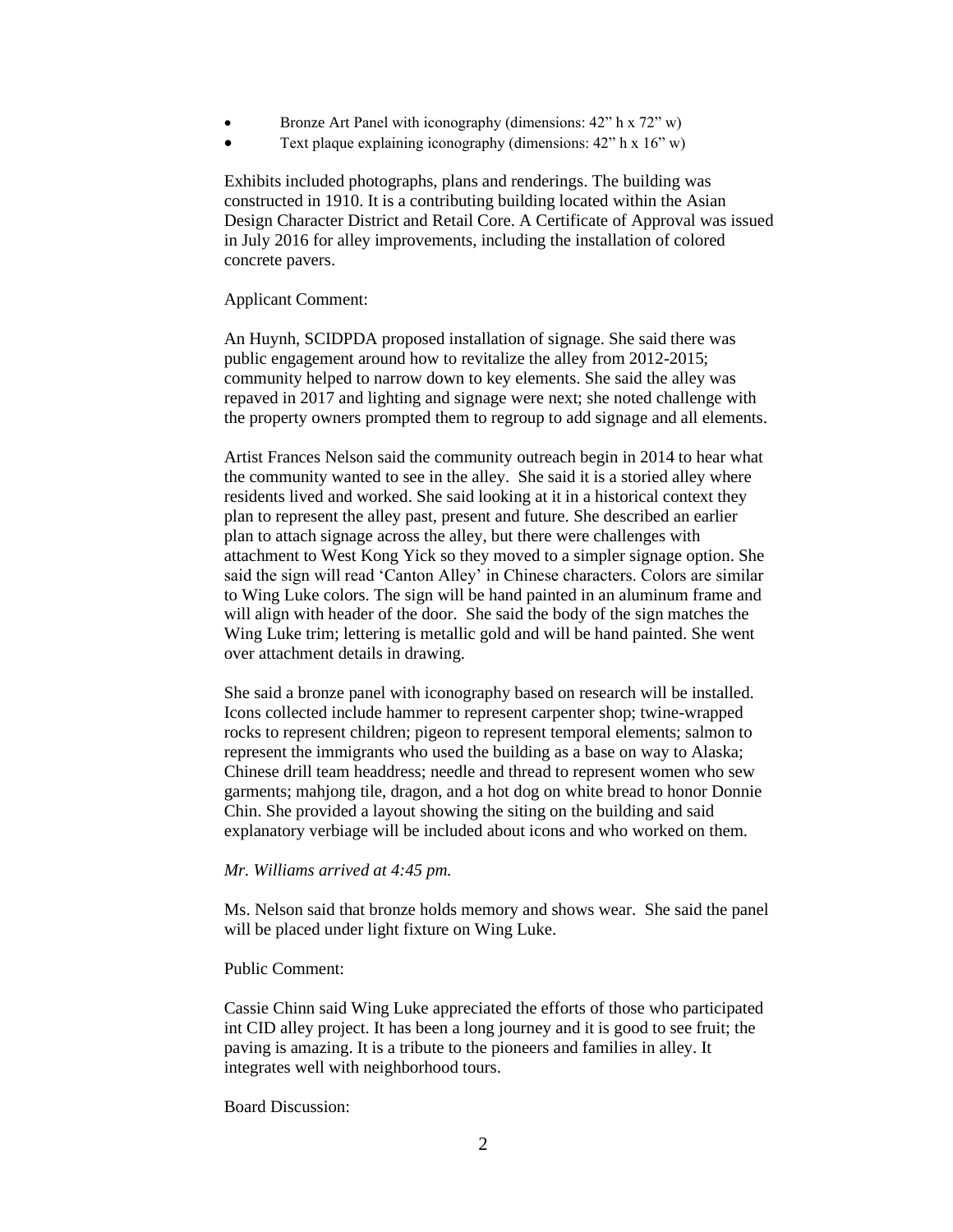- Bronze Art Panel with iconography (dimensions: 42" h x 72" w)
- Text plaque explaining iconography (dimensions: 42" h x 16" w)

Exhibits included photographs, plans and renderings. The building was constructed in 1910. It is a contributing building located within the Asian Design Character District and Retail Core. A Certificate of Approval was issued in July 2016 for alley improvements, including the installation of colored concrete pavers.

Applicant Comment:

An Huynh, SCIDPDA proposed installation of signage. She said there was public engagement around how to revitalize the alley from 2012-2015; community helped to narrow down to key elements. She said the alley was repaved in 2017 and lighting and signage were next; she noted challenge with the property owners prompted them to regroup to add signage and all elements.

Artist Frances Nelson said the community outreach begin in 2014 to hear what the community wanted to see in the alley. She said it is a storied alley where residents lived and worked. She said looking at it in a historical context they plan to represent the alley past, present and future. She described an earlier plan to attach signage across the alley, but there were challenges with attachment to West Kong Yick so they moved to a simpler signage option. She said the sign will read 'Canton Alley' in Chinese characters. Colors are similar to Wing Luke colors. The sign will be hand painted in an aluminum frame and will align with header of the door. She said the body of the sign matches the Wing Luke trim; lettering is metallic gold and will be hand painted. She went over attachment details in drawing.

She said a bronze panel with iconography based on research will be installed. Icons collected include hammer to represent carpenter shop; twine-wrapped rocks to represent children; pigeon to represent temporal elements; salmon to represent the immigrants who used the building as a base on way to Alaska; Chinese drill team headdress; needle and thread to represent women who sew garments; mahjong tile, dragon, and a hot dog on white bread to honor Donnie Chin. She provided a layout showing the siting on the building and said explanatory verbiage will be included about icons and who worked on them.

*Mr. Williams arrived at 4:45 pm.*

Ms. Nelson said that bronze holds memory and shows wear. She said the panel will be placed under light fixture on Wing Luke.

Public Comment:

Cassie Chinn said Wing Luke appreciated the efforts of those who participated int CID alley project. It has been a long journey and it is good to see fruit; the paving is amazing. It is a tribute to the pioneers and families in alley. It integrates well with neighborhood tours.

Board Discussion: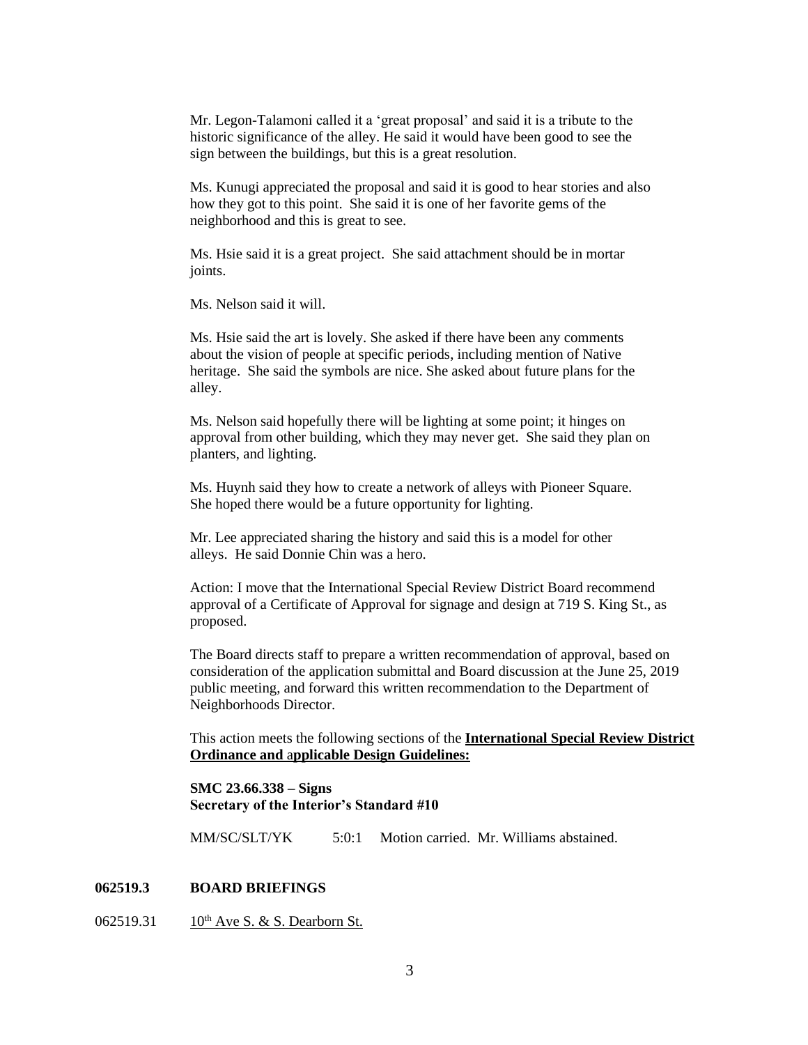Mr. Legon-Talamoni called it a 'great proposal' and said it is a tribute to the historic significance of the alley. He said it would have been good to see the sign between the buildings, but this is a great resolution.

Ms. Kunugi appreciated the proposal and said it is good to hear stories and also how they got to this point. She said it is one of her favorite gems of the neighborhood and this is great to see.

Ms. Hsie said it is a great project. She said attachment should be in mortar joints.

Ms. Nelson said it will.

Ms. Hsie said the art is lovely. She asked if there have been any comments about the vision of people at specific periods, including mention of Native heritage. She said the symbols are nice. She asked about future plans for the alley.

Ms. Nelson said hopefully there will be lighting at some point; it hinges on approval from other building, which they may never get. She said they plan on planters, and lighting.

Ms. Huynh said they how to create a network of alleys with Pioneer Square. She hoped there would be a future opportunity for lighting.

Mr. Lee appreciated sharing the history and said this is a model for other alleys. He said Donnie Chin was a hero.

Action: I move that the International Special Review District Board recommend approval of a Certificate of Approval for signage and design at 719 S. King St., as proposed.

The Board directs staff to prepare a written recommendation of approval, based on consideration of the application submittal and Board discussion at the June 25, 2019 public meeting, and forward this written recommendation to the Department of Neighborhoods Director.

This action meets the following sections of the **International Special Review District Ordinance and applicable Design Guidelines:**

**SMC 23.66.338 – Signs**
**Secretary of the Interior's Standard #10**

MM/SC/SLT/YK 5:0:1 Motion carried. Mr. Williams abstained.

## 062519.3 BOARD BRIEFINGS

062519.31 10th Ave S. & S. Dearborn St.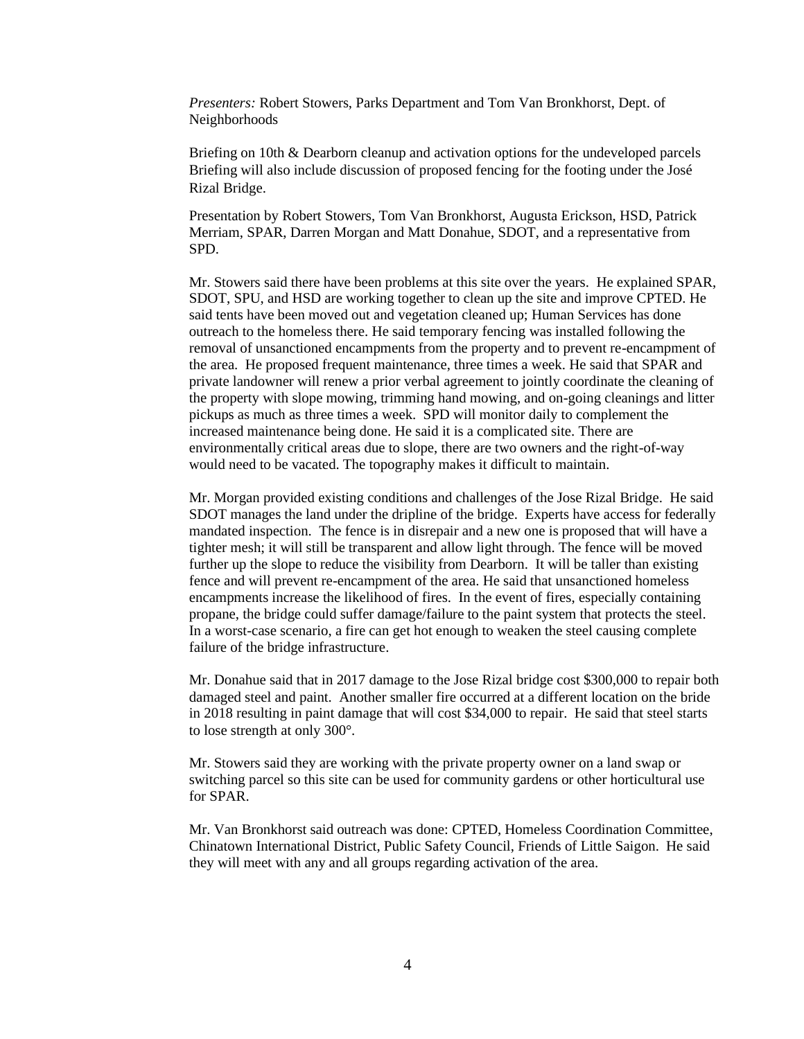*Presenters:* Robert Stowers, Parks Department and Tom Van Bronkhorst, Dept. of Neighborhoods

Briefing on 10th & Dearborn cleanup and activation options for the undeveloped parcels Briefing will also include discussion of proposed fencing for the footing under the José Rizal Bridge.

Presentation by Robert Stowers, Tom Van Bronkhorst, Augusta Erickson, HSD, Patrick Merriam, SPAR, Darren Morgan and Matt Donahue, SDOT, and a representative from SPD.

Mr. Stowers said there have been problems at this site over the years. He explained SPAR, SDOT, SPU, and HSD are working together to clean up the site and improve CPTED. He said tents have been moved out and vegetation cleaned up; Human Services has done outreach to the homeless there. He said temporary fencing was installed following the removal of unsanctioned encampments from the property and to prevent re-encampment of the area. He proposed frequent maintenance, three times a week. He said that SPAR and private landowner will renew a prior verbal agreement to jointly coordinate the cleaning of the property with slope mowing, trimming hand mowing, and on-going cleanings and litter pickups as much as three times a week. SPD will monitor daily to complement the increased maintenance being done. He said it is a complicated site. There are environmentally critical areas due to slope, there are two owners and the right-of-way would need to be vacated. The topography makes it difficult to maintain.

Mr. Morgan provided existing conditions and challenges of the Jose Rizal Bridge. He said SDOT manages the land under the dripline of the bridge. Experts have access for federally mandated inspection. The fence is in disrepair and a new one is proposed that will have a tighter mesh; it will still be transparent and allow light through. The fence will be moved further up the slope to reduce the visibility from Dearborn. It will be taller than existing fence and will prevent re-encampment of the area. He said that unsanctioned homeless encampments increase the likelihood of fires. In the event of fires, especially containing propane, the bridge could suffer damage/failure to the paint system that protects the steel. In a worst-case scenario, a fire can get hot enough to weaken the steel causing complete failure of the bridge infrastructure.

Mr. Donahue said that in 2017 damage to the Jose Rizal bridge cost $300,000 to repair both damaged steel and paint. Another smaller fire occurred at a different location on the bride in 2018 resulting in paint damage that will cost $34,000 to repair. He said that steel starts to lose strength at only 300°.

Mr. Stowers said they are working with the private property owner on a land swap or switching parcel so this site can be used for community gardens or other horticultural use for SPAR.

Mr. Van Bronkhorst said outreach was done: CPTED, Homeless Coordination Committee, Chinatown International District, Public Safety Council, Friends of Little Saigon. He said they will meet with any and all groups regarding activation of the area.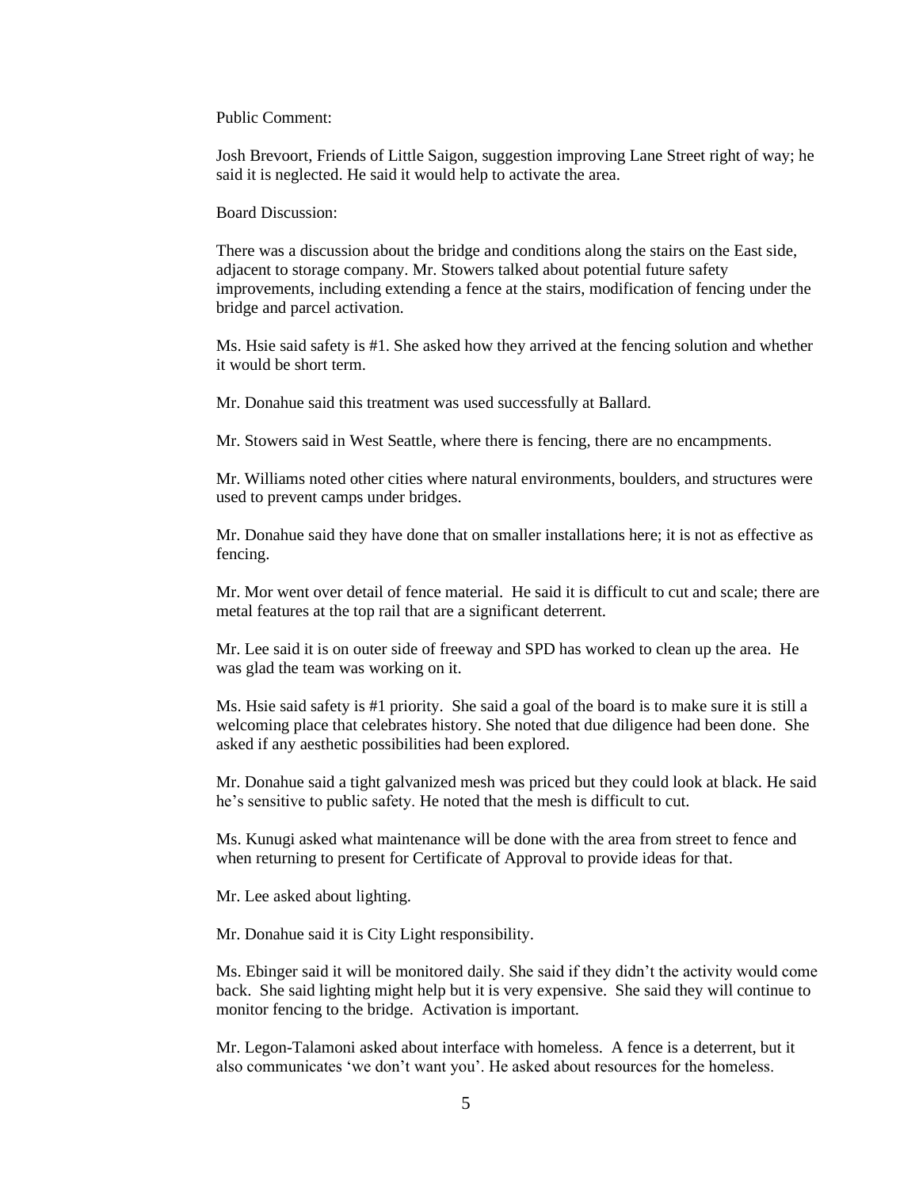Public Comment:

Josh Brevoort, Friends of Little Saigon, suggestion improving Lane Street right of way; he said it is neglected. He said it would help to activate the area.

Board Discussion:

There was a discussion about the bridge and conditions along the stairs on the East side, adjacent to storage company. Mr. Stowers talked about potential future safety improvements, including extending a fence at the stairs, modification of fencing under the bridge and parcel activation.

Ms. Hsie said safety is #1. She asked how they arrived at the fencing solution and whether it would be short term.

Mr. Donahue said this treatment was used successfully at Ballard.

Mr. Stowers said in West Seattle, where there is fencing, there are no encampments.

Mr. Williams noted other cities where natural environments, boulders, and structures were used to prevent camps under bridges.

Mr. Donahue said they have done that on smaller installations here; it is not as effective as fencing.

Mr. Mor went over detail of fence material. He said it is difficult to cut and scale; there are metal features at the top rail that are a significant deterrent.

Mr. Lee said it is on outer side of freeway and SPD has worked to clean up the area. He was glad the team was working on it.

Ms. Hsie said safety is #1 priority. She said a goal of the board is to make sure it is still a welcoming place that celebrates history. She noted that due diligence had been done. She asked if any aesthetic possibilities had been explored.

Mr. Donahue said a tight galvanized mesh was priced but they could look at black. He said he's sensitive to public safety. He noted that the mesh is difficult to cut.

Ms. Kunugi asked what maintenance will be done with the area from street to fence and when returning to present for Certificate of Approval to provide ideas for that.

Mr. Lee asked about lighting.

Mr. Donahue said it is City Light responsibility.

Ms. Ebinger said it will be monitored daily. She said if they didn't the activity would come back. She said lighting might help but it is very expensive. She said they will continue to monitor fencing to the bridge. Activation is important.

Mr. Legon-Talamoni asked about interface with homeless. A fence is a deterrent, but it also communicates 'we don't want you'. He asked about resources for the homeless.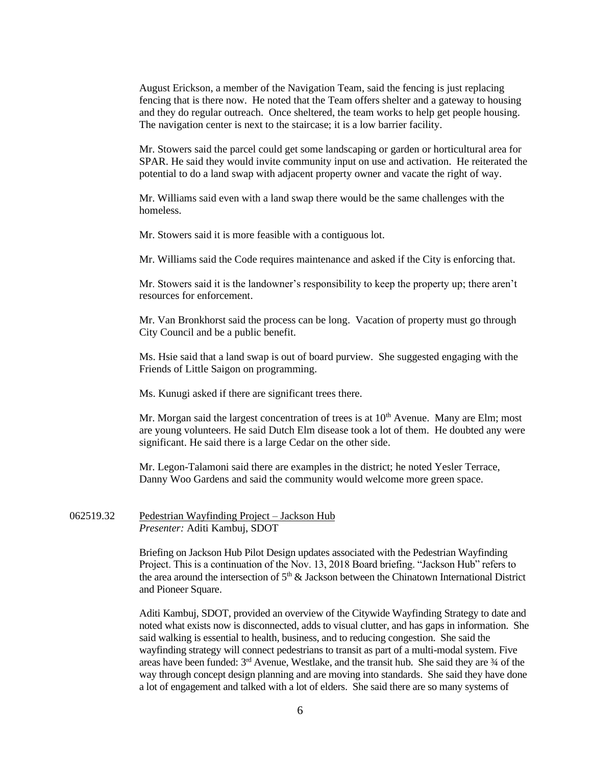August Erickson, a member of the Navigation Team, said the fencing is just replacing fencing that is there now. He noted that the Team offers shelter and a gateway to housing and they do regular outreach. Once sheltered, the team works to help get people housing. The navigation center is next to the staircase; it is a low barrier facility.

Mr. Stowers said the parcel could get some landscaping or garden or horticultural area for SPAR. He said they would invite community input on use and activation. He reiterated the potential to do a land swap with adjacent property owner and vacate the right of way.

Mr. Williams said even with a land swap there would be the same challenges with the homeless.

Mr. Stowers said it is more feasible with a contiguous lot.

Mr. Williams said the Code requires maintenance and asked if the City is enforcing that.

Mr. Stowers said it is the landowner's responsibility to keep the property up; there aren't resources for enforcement.

Mr. Van Bronkhorst said the process can be long. Vacation of property must go through City Council and be a public benefit.

Ms. Hsie said that a land swap is out of board purview. She suggested engaging with the Friends of Little Saigon on programming.

Ms. Kunugi asked if there are significant trees there.

Mr. Morgan said the largest concentration of trees is at 10th Avenue. Many are Elm; most are young volunteers. He said Dutch Elm disease took a lot of them. He doubted any were significant. He said there is a large Cedar on the other side.

Mr. Legon-Talamoni said there are examples in the district; he noted Yesler Terrace, Danny Woo Gardens and said the community would welcome more green space.

062519.32 Pedestrian Wayfinding Project – Jackson Hub
*Presenter:* Aditi Kambuj, SDOT

Briefing on Jackson Hub Pilot Design updates associated with the Pedestrian Wayfinding Project. This is a continuation of the Nov. 13, 2018 Board briefing. "Jackson Hub" refers to the area around the intersection of 5th & Jackson between the Chinatown International District and Pioneer Square.

Aditi Kambuj, SDOT, provided an overview of the Citywide Wayfinding Strategy to date and noted what exists now is disconnected, adds to visual clutter, and has gaps in information. She said walking is essential to health, business, and to reducing congestion. She said the wayfinding strategy will connect pedestrians to transit as part of a multi-modal system. Five areas have been funded: 3rd Avenue, Westlake, and the transit hub. She said they are ¾ of the way through concept design planning and are moving into standards. She said they have done a lot of engagement and talked with a lot of elders. She said there are so many systems of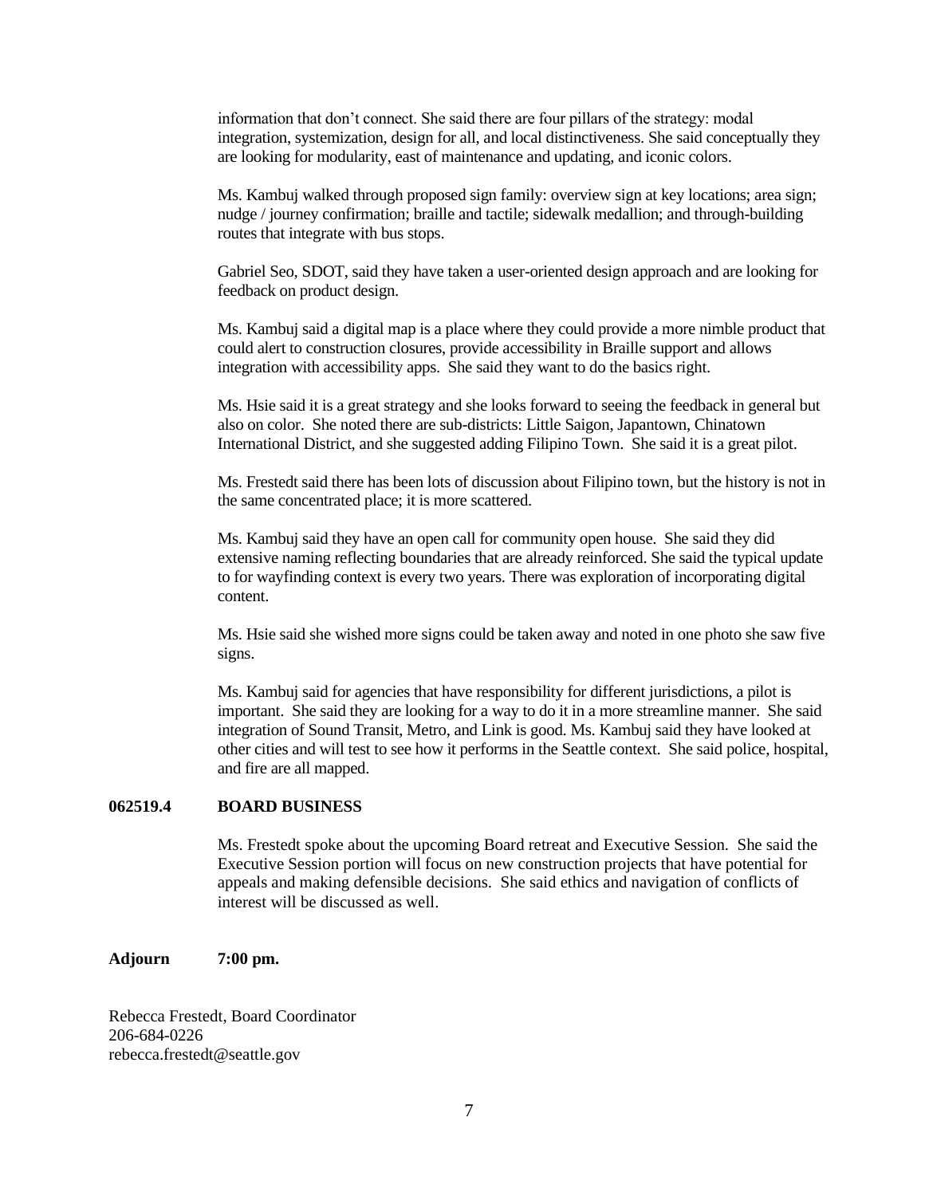information that don't connect. She said there are four pillars of the strategy: modal integration, systemization, design for all, and local distinctiveness. She said conceptually they are looking for modularity, east of maintenance and updating, and iconic colors.

Ms. Kambuj walked through proposed sign family: overview sign at key locations; area sign; nudge / journey confirmation; braille and tactile; sidewalk medallion; and through-building routes that integrate with bus stops.

Gabriel Seo, SDOT, said they have taken a user-oriented design approach and are looking for feedback on product design.

Ms. Kambuj said a digital map is a place where they could provide a more nimble product that could alert to construction closures, provide accessibility in Braille support and allows integration with accessibility apps. She said they want to do the basics right.

Ms. Hsie said it is a great strategy and she looks forward to seeing the feedback in general but also on color. She noted there are sub-districts: Little Saigon, Japantown, Chinatown International District, and she suggested adding Filipino Town. She said it is a great pilot.

Ms. Frestedt said there has been lots of discussion about Filipino town, but the history is not in the same concentrated place; it is more scattered.

Ms. Kambuj said they have an open call for community open house. She said they did extensive naming reflecting boundaries that are already reinforced. She said the typical update to for wayfinding context is every two years. There was exploration of incorporating digital content.

Ms. Hsie said she wished more signs could be taken away and noted in one photo she saw five signs.

Ms. Kambuj said for agencies that have responsibility for different jurisdictions, a pilot is important. She said they are looking for a way to do it in a more streamline manner. She said integration of Sound Transit, Metro, and Link is good. Ms. Kambuj said they have looked at other cities and will test to see how it performs in the Seattle context. She said police, hospital, and fire are all mapped.

**062519.4 BOARD BUSINESS**

Ms. Frestedt spoke about the upcoming Board retreat and Executive Session. She said the Executive Session portion will focus on new construction projects that have potential for appeals and making defensible decisions. She said ethics and navigation of conflicts of interest will be discussed as well.

**Adjourn 7:00 pm.**

Rebecca Frestedt, Board Coordinator
206-684-0226
rebecca.frestedt@seattle.gov